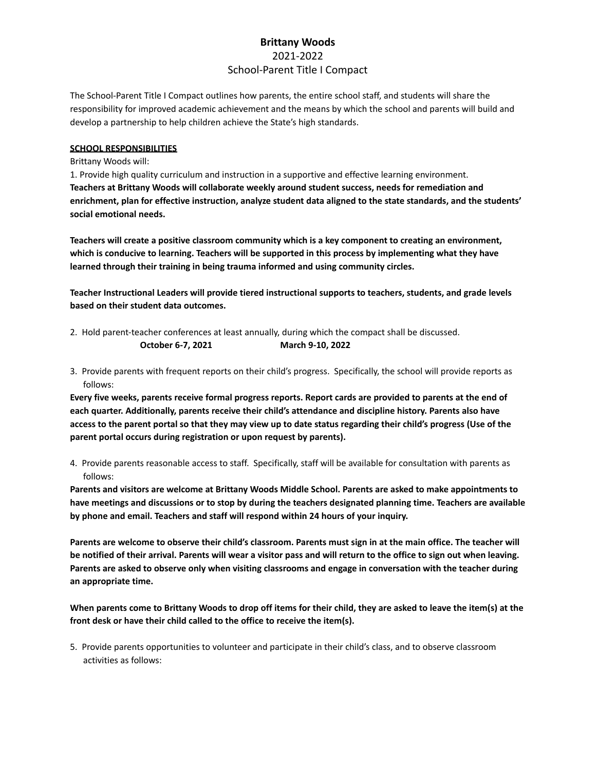# Brittany Woods

## 2021-2022

## School-Parent Title I Compact

The School-Parent Title I Compact outlines how parents, the entire school staff, and students will share the responsibility for improved academic achievement and the means by which the school and parents will build and develop a partnership to help children achieve the State's high standards.

**SCHOOL RESPONSIBILITIES**

Brittany Woods will:

1. Provide high quality curriculum and instruction in a supportive and effective learning environment.

**Teachers at Brittany Woods will collaborate weekly around student success, needs for remediation and enrichment, plan for effective instruction, analyze student data aligned to the state standards, and the students' social emotional needs.**

**Teachers will create a positive classroom community which is a key component to creating an environment, which is conducive to learning. Teachers will be supported in this process by implementing what they have learned through their training in being trauma informed and using community circles.**

**Teacher Instructional Leaders will provide tiered instructional supports to teachers, students, and grade levels based on their student data outcomes.**

2. Hold parent-teacher conferences at least annually, during which the compact shall be discussed.

**October 6-7, 2021** **March 9-10, 2022**

3. Provide parents with frequent reports on their child's progress. Specifically, the school will provide reports as follows:

**Every five weeks, parents receive formal progress reports. Report cards are provided to parents at the end of each quarter. Additionally, parents receive their child's attendance and discipline history. Parents also have access to the parent portal so that they may view up to date status regarding their child's progress (Use of the parent portal occurs during registration or upon request by parents).**

4. Provide parents reasonable access to staff. Specifically, staff will be available for consultation with parents as follows:

**Parents and visitors are welcome at Brittany Woods Middle School. Parents are asked to make appointments to have meetings and discussions or to stop by during the teachers designated planning time. Teachers are available by phone and email. Teachers and staff will respond within 24 hours of your inquiry.**

**Parents are welcome to observe their child's classroom. Parents must sign in at the main office. The teacher will be notified of their arrival. Parents will wear a visitor pass and will return to the office to sign out when leaving. Parents are asked to observe only when visiting classrooms and engage in conversation with the teacher during an appropriate time.**

**When parents come to Brittany Woods to drop off items for their child, they are asked to leave the item(s) at the front desk or have their child called to the office to receive the item(s).**

5. Provide parents opportunities to volunteer and participate in their child's class, and to observe classroom activities as follows: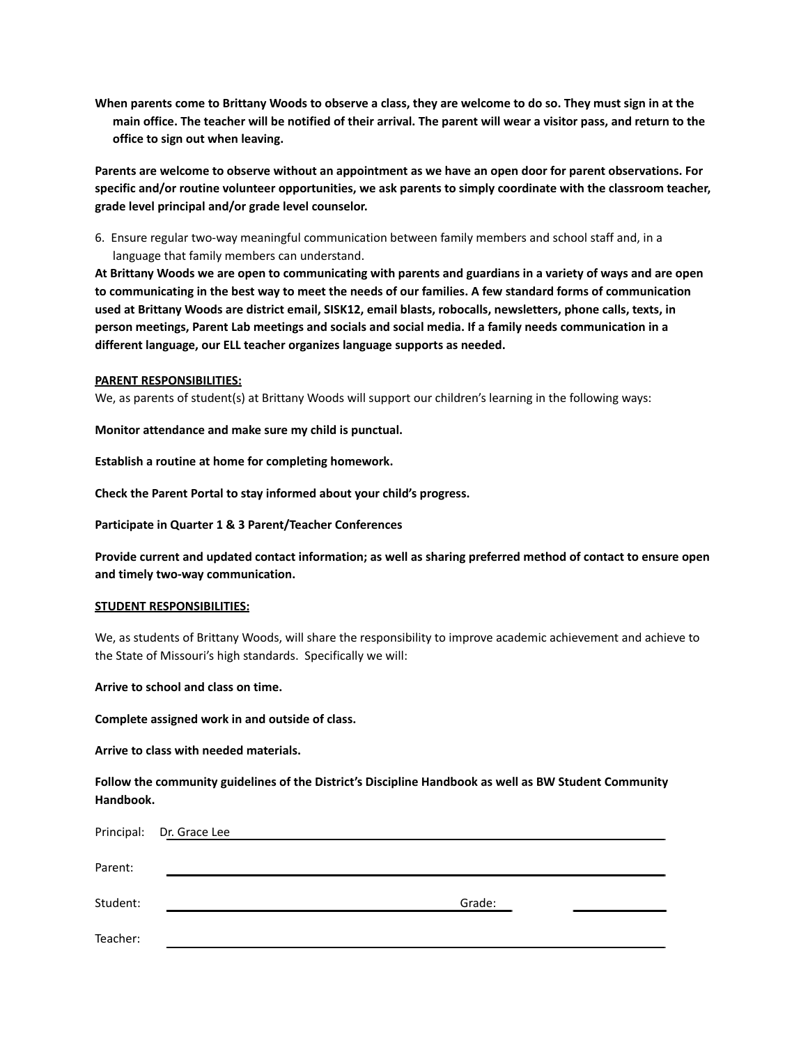**When parents come to Brittany Woods to observe a class, they are welcome to do so. They must sign in at the main office. The teacher will be notified of their arrival. The parent will wear a visitor pass, and return to the office to sign out when leaving.**

**Parents are welcome to observe without an appointment as we have an open door for parent observations. For specific and/or routine volunteer opportunities, we ask parents to simply coordinate with the classroom teacher, grade level principal and/or grade level counselor.**

6. Ensure regular two-way meaningful communication between family members and school staff and, in a language that family members can understand.

**At Brittany Woods we are open to communicating with parents and guardians in a variety of ways and are open to communicating in the best way to meet the needs of our families. A few standard forms of communication used at Brittany Woods are district email, SISK12, email blasts, robocalls, newsletters, phone calls, texts, in person meetings, Parent Lab meetings and socials and social media. If a family needs communication in a different language, our ELL teacher organizes language supports as needed.**

**PARENT RESPONSIBILITIES:**

We, as parents of student(s) at Brittany Woods will support our children's learning in the following ways:

**Monitor attendance and make sure my child is punctual.**

**Establish a routine at home for completing homework.**

**Check the Parent Portal to stay informed about your child's progress.**

**Participate in Quarter 1 & 3 Parent/Teacher Conferences**

**Provide current and updated contact information; as well as sharing preferred method of contact to ensure open and timely two-way communication.**

**STUDENT RESPONSIBILITIES:**

We, as students of Brittany Woods, will share the responsibility to improve academic achievement and achieve to the State of Missouri's high standards. Specifically we will:

**Arrive to school and class on time.**

**Complete assigned work in and outside of class.**

**Arrive to class with needed materials.**

**Follow the community guidelines of the District's Discipline Handbook as well as BW Student Community Handbook.**

Principal: Dr. Grace Lee ____________________

Parent: ____________________

Student: ____________________ Grade: ________

Teacher: ____________________